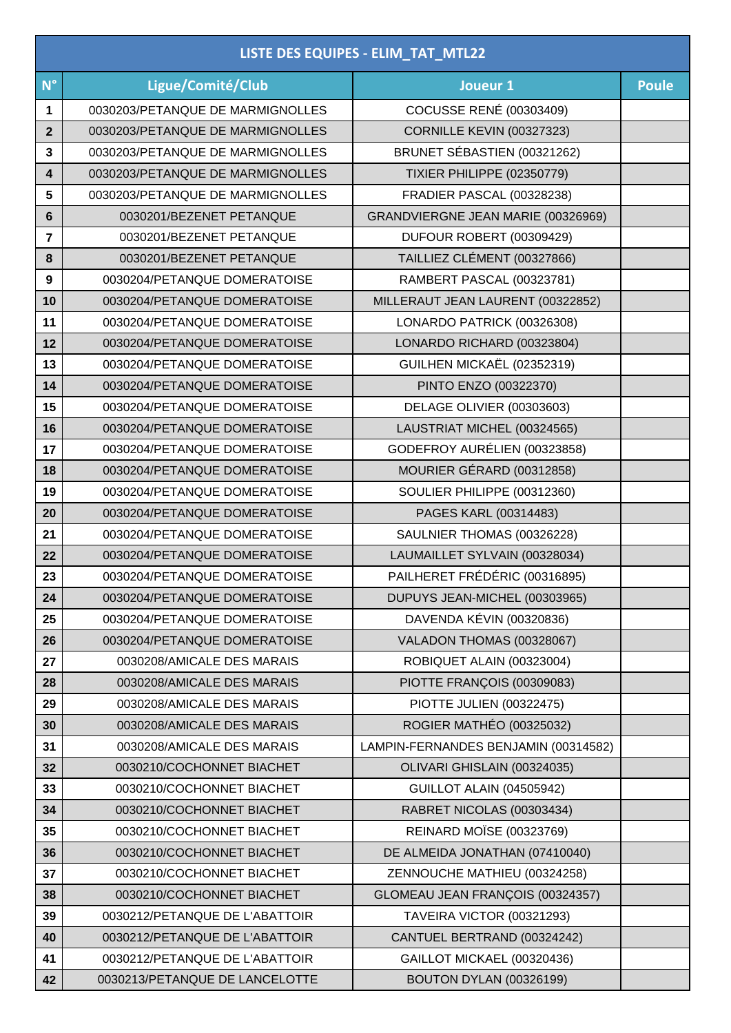| LISTE DES EQUIPES - ELIM_TAT_MTL22 | | | |
|---|---|---|---|
| **N°** | **Ligue/Comité/Club** | **Joueur 1** | **Poule** |
| **1** | 0030203/PETANQUE DE MARMIGNOLLES | COCUSSE RENÉ (00303409) | |
| **2** | 0030203/PETANQUE DE MARMIGNOLLES | CORNILLE KEVIN (00327323) | |
| **3** | 0030203/PETANQUE DE MARMIGNOLLES | BRUNET SÉBASTIEN (00321262) | |
| **4** | 0030203/PETANQUE DE MARMIGNOLLES | TIXIER PHILIPPE (02350779) | |
| **5** | 0030203/PETANQUE DE MARMIGNOLLES | FRADIER PASCAL (00328238) | |
| **6** | 0030201/BEZENET PETANQUE | GRANDVIERGNE JEAN MARIE (00326969) | |
| **7** | 0030201/BEZENET PETANQUE | DUFOUR ROBERT (00309429) | |
| **8** | 0030201/BEZENET PETANQUE | TAILLIEZ CLÉMENT (00327866) | |
| **9** | 0030204/PETANQUE DOMERATOISE | RAMBERT PASCAL (00323781) | |
| **10** | 0030204/PETANQUE DOMERATOISE | MILLERAUT JEAN LAURENT (00322852) | |
| **11** | 0030204/PETANQUE DOMERATOISE | LONARDO PATRICK (00326308) | |
| **12** | 0030204/PETANQUE DOMERATOISE | LONARDO RICHARD (00323804) | |
| **13** | 0030204/PETANQUE DOMERATOISE | GUILHEN MICKAËL (02352319) | |
| **14** | 0030204/PETANQUE DOMERATOISE | PINTO ENZO (00322370) | |
| **15** | 0030204/PETANQUE DOMERATOISE | DELAGE OLIVIER (00303603) | |
| **16** | 0030204/PETANQUE DOMERATOISE | LAUSTRIAT MICHEL (00324565) | |
| **17** | 0030204/PETANQUE DOMERATOISE | GODEFROY AURÉLIEN (00323858) | |
| **18** | 0030204/PETANQUE DOMERATOISE | MOURIER GÉRARD (00312858) | |
| **19** | 0030204/PETANQUE DOMERATOISE | SOULIER PHILIPPE (00312360) | |
| **20** | 0030204/PETANQUE DOMERATOISE | PAGES KARL (00314483) | |
| **21** | 0030204/PETANQUE DOMERATOISE | SAULNIER THOMAS (00326228) | |
| **22** | 0030204/PETANQUE DOMERATOISE | LAUMAILLET SYLVAIN (00328034) | |
| **23** | 0030204/PETANQUE DOMERATOISE | PAILHERET FRÉDÉRIC (00316895) | |
| **24** | 0030204/PETANQUE DOMERATOISE | DUPUYS JEAN-MICHEL (00303965) | |
| **25** | 0030204/PETANQUE DOMERATOISE | DAVENDA KÉVIN (00320836) | |
| **26** | 0030204/PETANQUE DOMERATOISE | VALADON THOMAS (00328067) | |
| **27** | 0030208/AMICALE DES MARAIS | ROBIQUET ALAIN (00323004) | |
| **28** | 0030208/AMICALE DES MARAIS | PIOTTE FRANÇOIS (00309083) | |
| **29** | 0030208/AMICALE DES MARAIS | PIOTTE JULIEN (00322475) | |
| **30** | 0030208/AMICALE DES MARAIS | ROGIER MATHÉO (00325032) | |
| **31** | 0030208/AMICALE DES MARAIS | LAMPIN-FERNANDES BENJAMIN (00314582) | |
| **32** | 0030210/COCHONNET BIACHET | OLIVARI GHISLAIN (00324035) | |
| **33** | 0030210/COCHONNET BIACHET | GUILLOT ALAIN (04505942) | |
| **34** | 0030210/COCHONNET BIACHET | RABRET NICOLAS (00303434) | |
| **35** | 0030210/COCHONNET BIACHET | REINARD MOÏSE (00323769) | |
| **36** | 0030210/COCHONNET BIACHET | DE ALMEIDA JONATHAN (07410040) | |
| **37** | 0030210/COCHONNET BIACHET | ZENNOUCHE MATHIEU (00324258) | |
| **38** | 0030210/COCHONNET BIACHET | GLOMEAU JEAN FRANÇOIS (00324357) | |
| **39** | 0030212/PETANQUE DE L'ABATTOIR | TAVEIRA VICTOR (00321293) | |
| **40** | 0030212/PETANQUE DE L'ABATTOIR | CANTUEL BERTRAND (00324242) | |
| **41** | 0030212/PETANQUE DE L'ABATTOIR | GAILLOT MICKAEL (00320436) | |
| **42** | 0030213/PETANQUE DE LANCELOTTE | BOUTON DYLAN (00326199) | |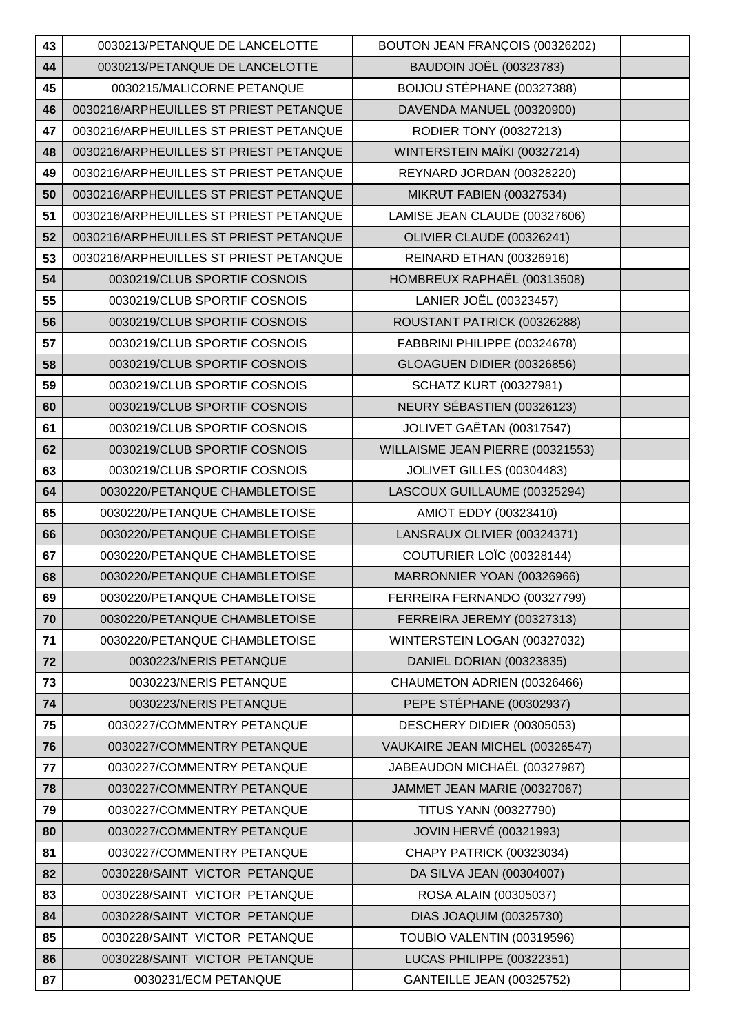| 43 | 0030213/PETANQUE DE LANCELOTTE | BOUTON JEAN FRANÇOIS (00326202) | |
|---|---|---|---|
| 44 | 0030213/PETANQUE DE LANCELOTTE | BAUDOIN JOËL (00323783) | |
| 45 | 0030215/MALICORNE PETANQUE | BOIJOU STÉPHANE (00327388) | |
| 46 | 0030216/ARPHEUILLES ST PRIEST PETANQUE | DAVENDA MANUEL (00320900) | |
| 47 | 0030216/ARPHEUILLES ST PRIEST PETANQUE | RODIER TONY (00327213) | |
| 48 | 0030216/ARPHEUILLES ST PRIEST PETANQUE | WINTERSTEIN MAÏKI (00327214) | |
| 49 | 0030216/ARPHEUILLES ST PRIEST PETANQUE | REYNARD JORDAN (00328220) | |
| 50 | 0030216/ARPHEUILLES ST PRIEST PETANQUE | MIKRUT FABIEN (00327534) | |
| 51 | 0030216/ARPHEUILLES ST PRIEST PETANQUE | LAMISE JEAN CLAUDE (00327606) | |
| 52 | 0030216/ARPHEUILLES ST PRIEST PETANQUE | OLIVIER CLAUDE (00326241) | |
| 53 | 0030216/ARPHEUILLES ST PRIEST PETANQUE | REINARD ETHAN (00326916) | |
| 54 | 0030219/CLUB SPORTIF COSNOIS | HOMBREUX RAPHAËL (00313508) | |
| 55 | 0030219/CLUB SPORTIF COSNOIS | LANIER JOËL (00323457) | |
| 56 | 0030219/CLUB SPORTIF COSNOIS | ROUSTANT PATRICK (00326288) | |
| 57 | 0030219/CLUB SPORTIF COSNOIS | FABBRINI PHILIPPE (00324678) | |
| 58 | 0030219/CLUB SPORTIF COSNOIS | GLOAGUEN DIDIER (00326856) | |
| 59 | 0030219/CLUB SPORTIF COSNOIS | SCHATZ KURT (00327981) | |
| 60 | 0030219/CLUB SPORTIF COSNOIS | NEURY SÉBASTIEN (00326123) | |
| 61 | 0030219/CLUB SPORTIF COSNOIS | JOLIVET GAËTAN (00317547) | |
| 62 | 0030219/CLUB SPORTIF COSNOIS | WILLAISME JEAN PIERRE (00321553) | |
| 63 | 0030219/CLUB SPORTIF COSNOIS | JOLIVET GILLES (00304483) | |
| 64 | 0030220/PETANQUE CHAMBLETOISE | LASCOUX GUILLAUME (00325294) | |
| 65 | 0030220/PETANQUE CHAMBLETOISE | AMIOT EDDY (00323410) | |
| 66 | 0030220/PETANQUE CHAMBLETOISE | LANSRAUX OLIVIER (00324371) | |
| 67 | 0030220/PETANQUE CHAMBLETOISE | COUTURIER LOÏC (00328144) | |
| 68 | 0030220/PETANQUE CHAMBLETOISE | MARRONNIER YOAN (00326966) | |
| 69 | 0030220/PETANQUE CHAMBLETOISE | FERREIRA FERNANDO (00327799) | |
| 70 | 0030220/PETANQUE CHAMBLETOISE | FERREIRA JEREMY (00327313) | |
| 71 | 0030220/PETANQUE CHAMBLETOISE | WINTERSTEIN LOGAN (00327032) | |
| 72 | 0030223/NERIS PETANQUE | DANIEL DORIAN (00323835) | |
| 73 | 0030223/NERIS PETANQUE | CHAUMETON ADRIEN (00326466) | |
| 74 | 0030223/NERIS PETANQUE | PEPE STÉPHANE (00302937) | |
| 75 | 0030227/COMMENTRY PETANQUE | DESCHERY DIDIER (00305053) | |
| 76 | 0030227/COMMENTRY PETANQUE | VAUKAIRE JEAN MICHEL (00326547) | |
| 77 | 0030227/COMMENTRY PETANQUE | JABEAUDON MICHAËL (00327987) | |
| 78 | 0030227/COMMENTRY PETANQUE | JAMMET JEAN MARIE (00327067) | |
| 79 | 0030227/COMMENTRY PETANQUE | TITUS YANN (00327790) | |
| 80 | 0030227/COMMENTRY PETANQUE | JOVIN HERVÉ (00321993) | |
| 81 | 0030227/COMMENTRY PETANQUE | CHAPY PATRICK (00323034) | |
| 82 | 0030228/SAINT VICTOR PETANQUE | DA SILVA JEAN (00304007) | |
| 83 | 0030228/SAINT VICTOR PETANQUE | ROSA ALAIN (00305037) | |
| 84 | 0030228/SAINT VICTOR PETANQUE | DIAS JOAQUIM (00325730) | |
| 85 | 0030228/SAINT VICTOR PETANQUE | TOUBIO VALENTIN (00319596) | |
| 86 | 0030228/SAINT VICTOR PETANQUE | LUCAS PHILIPPE (00322351) | |
| 87 | 0030231/ECM PETANQUE | GANTEILLE JEAN (00325752) | |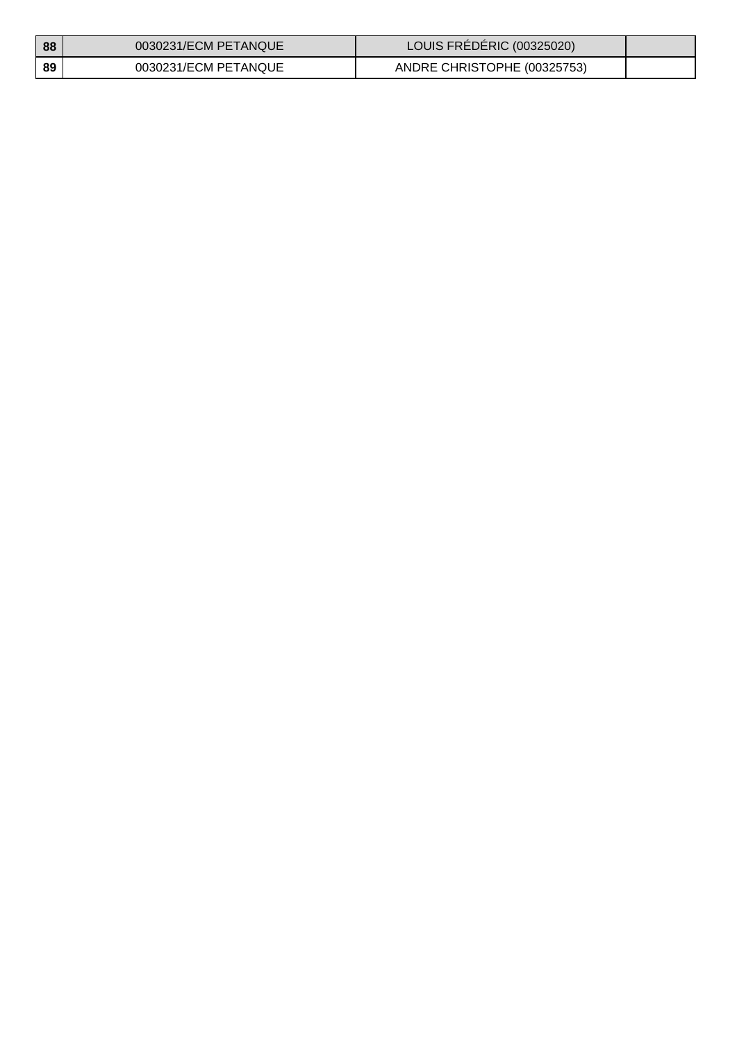| | | | |
|---|---|---|---|
| **88** | 0030231/ECM PETANQUE | LOUIS FRÉDÉRIC (00325020) | |
| **89** | 0030231/ECM PETANQUE | ANDRE CHRISTOPHE (00325753) | |